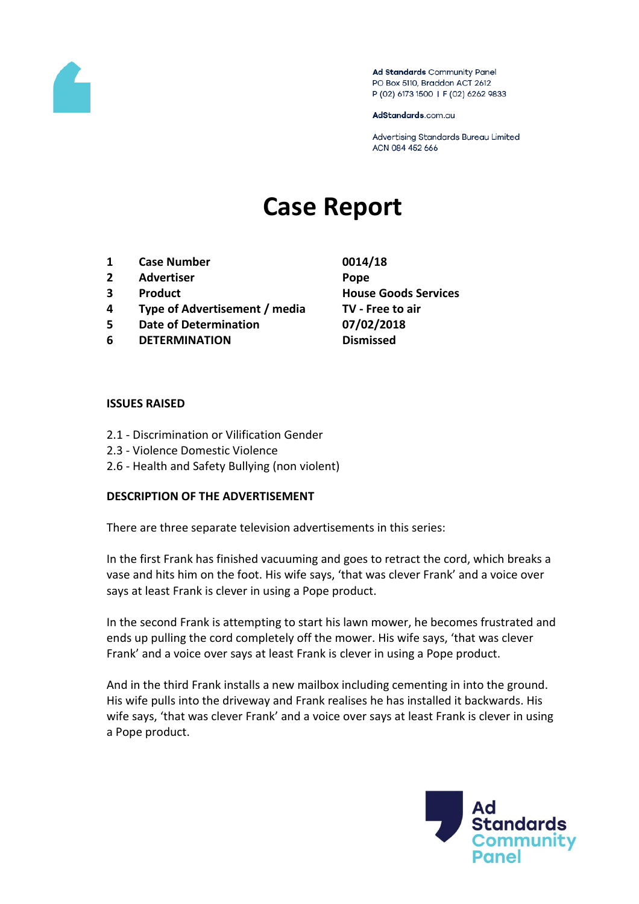Ad Standards Community Panel
PO Box 5110, Braddon ACT 2612
P (02) 6173 1500 | F (02) 6262 9833

AdStandards.com.au

Advertising Standards Bureau Limited
ACN 084 452 666

# Case Report

| | | |
|---|---|---|
| 1 | **Case Number** | **0014/18** |
| 2 | **Advertiser** | **Pope** |
| 3 | **Product** | **House Goods Services** |
| 4 | **Type of Advertisement / media** | **TV - Free to air** |
| 5 | **Date of Determination** | **07/02/2018** |
| 6 | **DETERMINATION** | **Dismissed** |

**ISSUES RAISED**

2.1 - Discrimination or Vilification Gender
2.3 - Violence Domestic Violence
2.6 - Health and Safety Bullying (non violent)

**DESCRIPTION OF THE ADVERTISEMENT**

There are three separate television advertisements in this series:

In the first Frank has finished vacuuming and goes to retract the cord, which breaks a vase and hits him on the foot. His wife says, 'that was clever Frank' and a voice over says at least Frank is clever in using a Pope product.

In the second Frank is attempting to start his lawn mower, he becomes frustrated and ends up pulling the cord completely off the mower. His wife says, 'that was clever Frank' and a voice over says at least Frank is clever in using a Pope product.

And in the third Frank installs a new mailbox including cementing in into the ground. His wife pulls into the driveway and Frank realises he has installed it backwards. His wife says, 'that was clever Frank' and a voice over says at least Frank is clever in using a Pope product.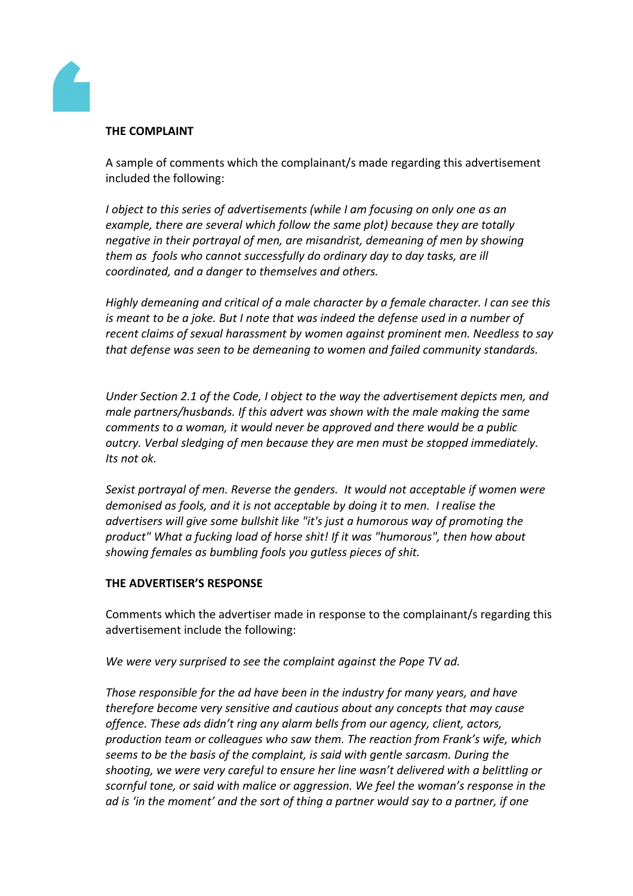**THE COMPLAINT**

A sample of comments which the complainant/s made regarding this advertisement included the following:

*I object to this series of advertisements (while I am focusing on only one as an example, there are several which follow the same plot) because they are totally negative in their portrayal of men, are misandrist, demeaning of men by showing them as fools who cannot successfully do ordinary day to day tasks, are ill coordinated, and a danger to themselves and others.*

*Highly demeaning and critical of a male character by a female character. I can see this is meant to be a joke. But I note that was indeed the defense used in a number of recent claims of sexual harassment by women against prominent men. Needless to say that defense was seen to be demeaning to women and failed community standards.*

*Under Section 2.1 of the Code, I object to the way the advertisement depicts men, and male partners/husbands. If this advert was shown with the male making the same comments to a woman, it would never be approved and there would be a public outcry. Verbal sledging of men because they are men must be stopped immediately. Its not ok.*

*Sexist portrayal of men. Reverse the genders. It would not acceptable if women were demonised as fools, and it is not acceptable by doing it to men. I realise the advertisers will give some bullshit like "it's just a humorous way of promoting the product" What a fucking load of horse shit! If it was "humorous", then how about showing females as bumbling fools you gutless pieces of shit.*

**THE ADVERTISER'S RESPONSE**

Comments which the advertiser made in response to the complainant/s regarding this advertisement include the following:

*We were very surprised to see the complaint against the Pope TV ad.*

*Those responsible for the ad have been in the industry for many years, and have therefore become very sensitive and cautious about any concepts that may cause offence. These ads didn't ring any alarm bells from our agency, client, actors, production team or colleagues who saw them. The reaction from Frank's wife, which seems to be the basis of the complaint, is said with gentle sarcasm. During the shooting, we were very careful to ensure her line wasn't delivered with a belittling or scornful tone, or said with malice or aggression. We feel the woman's response in the ad is 'in the moment' and the sort of thing a partner would say to a partner, if one*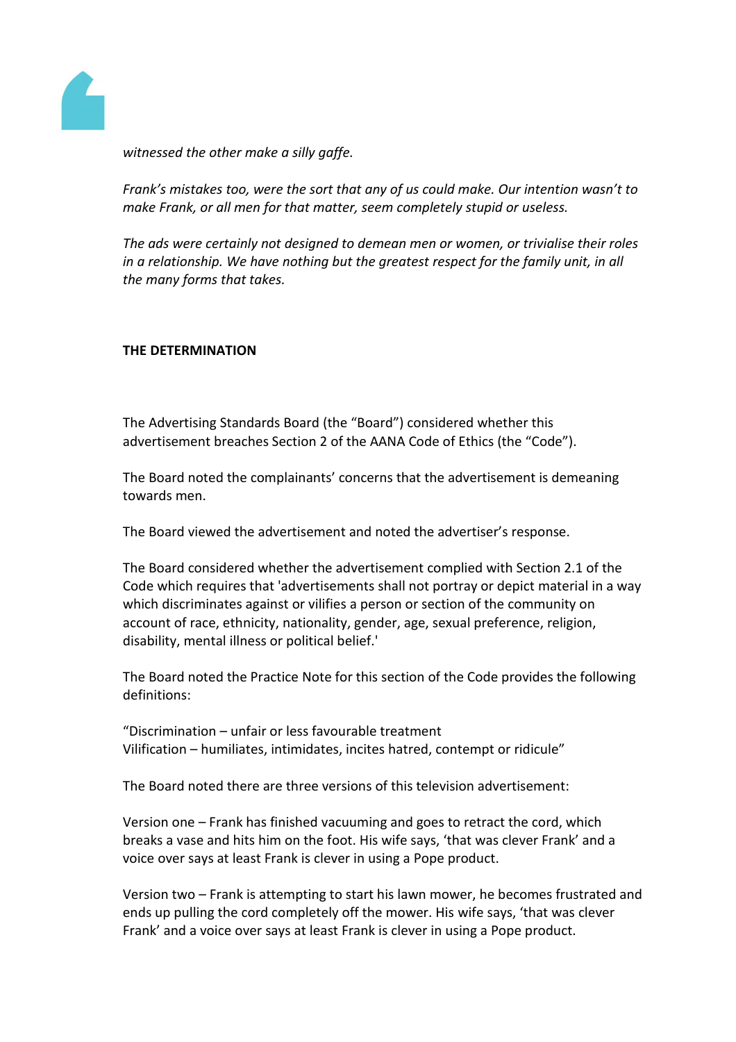*witnessed the other make a silly gaffe.*

*Frank's mistakes too, were the sort that any of us could make. Our intention wasn't to make Frank, or all men for that matter, seem completely stupid or useless.*

*The ads were certainly not designed to demean men or women, or trivialise their roles in a relationship. We have nothing but the greatest respect for the family unit, in all the many forms that takes.*

**THE DETERMINATION**

The Advertising Standards Board (the "Board") considered whether this advertisement breaches Section 2 of the AANA Code of Ethics (the "Code").

The Board noted the complainants' concerns that the advertisement is demeaning towards men.

The Board viewed the advertisement and noted the advertiser's response.

The Board considered whether the advertisement complied with Section 2.1 of the Code which requires that 'advertisements shall not portray or depict material in a way which discriminates against or vilifies a person or section of the community on account of race, ethnicity, nationality, gender, age, sexual preference, religion, disability, mental illness or political belief.'

The Board noted the Practice Note for this section of the Code provides the following definitions:

"Discrimination – unfair or less favourable treatment
Vilification – humiliates, intimidates, incites hatred, contempt or ridicule"

The Board noted there are three versions of this television advertisement:

Version one – Frank has finished vacuuming and goes to retract the cord, which breaks a vase and hits him on the foot. His wife says, 'that was clever Frank' and a voice over says at least Frank is clever in using a Pope product.

Version two – Frank is attempting to start his lawn mower, he becomes frustrated and ends up pulling the cord completely off the mower. His wife says, 'that was clever Frank' and a voice over says at least Frank is clever in using a Pope product.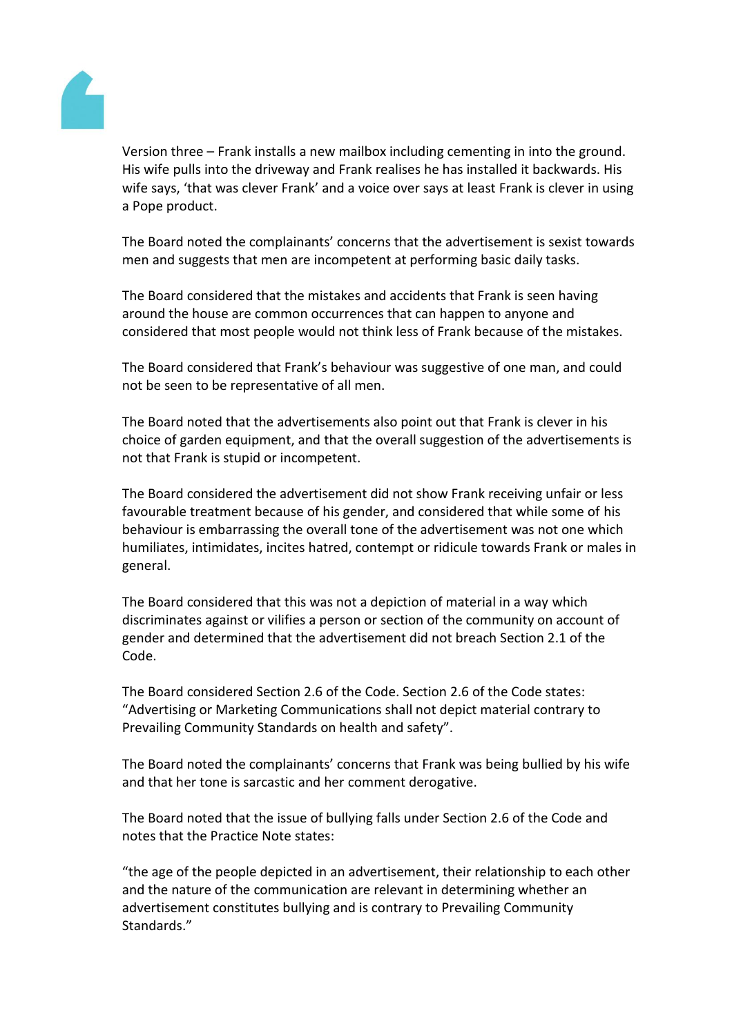Version three – Frank installs a new mailbox including cementing in into the ground. His wife pulls into the driveway and Frank realises he has installed it backwards. His wife says, 'that was clever Frank' and a voice over says at least Frank is clever in using a Pope product.

The Board noted the complainants' concerns that the advertisement is sexist towards men and suggests that men are incompetent at performing basic daily tasks.

The Board considered that the mistakes and accidents that Frank is seen having around the house are common occurrences that can happen to anyone and considered that most people would not think less of Frank because of the mistakes.

The Board considered that Frank's behaviour was suggestive of one man, and could not be seen to be representative of all men.

The Board noted that the advertisements also point out that Frank is clever in his choice of garden equipment, and that the overall suggestion of the advertisements is not that Frank is stupid or incompetent.

The Board considered the advertisement did not show Frank receiving unfair or less favourable treatment because of his gender, and considered that while some of his behaviour is embarrassing the overall tone of the advertisement was not one which humiliates, intimidates, incites hatred, contempt or ridicule towards Frank or males in general.

The Board considered that this was not a depiction of material in a way which discriminates against or vilifies a person or section of the community on account of gender and determined that the advertisement did not breach Section 2.1 of the Code.

The Board considered Section 2.6 of the Code. Section 2.6 of the Code states: "Advertising or Marketing Communications shall not depict material contrary to Prevailing Community Standards on health and safety".

The Board noted the complainants' concerns that Frank was being bullied by his wife and that her tone is sarcastic and her comment derogative.

The Board noted that the issue of bullying falls under Section 2.6 of the Code and notes that the Practice Note states:

"the age of the people depicted in an advertisement, their relationship to each other and the nature of the communication are relevant in determining whether an advertisement constitutes bullying and is contrary to Prevailing Community Standards."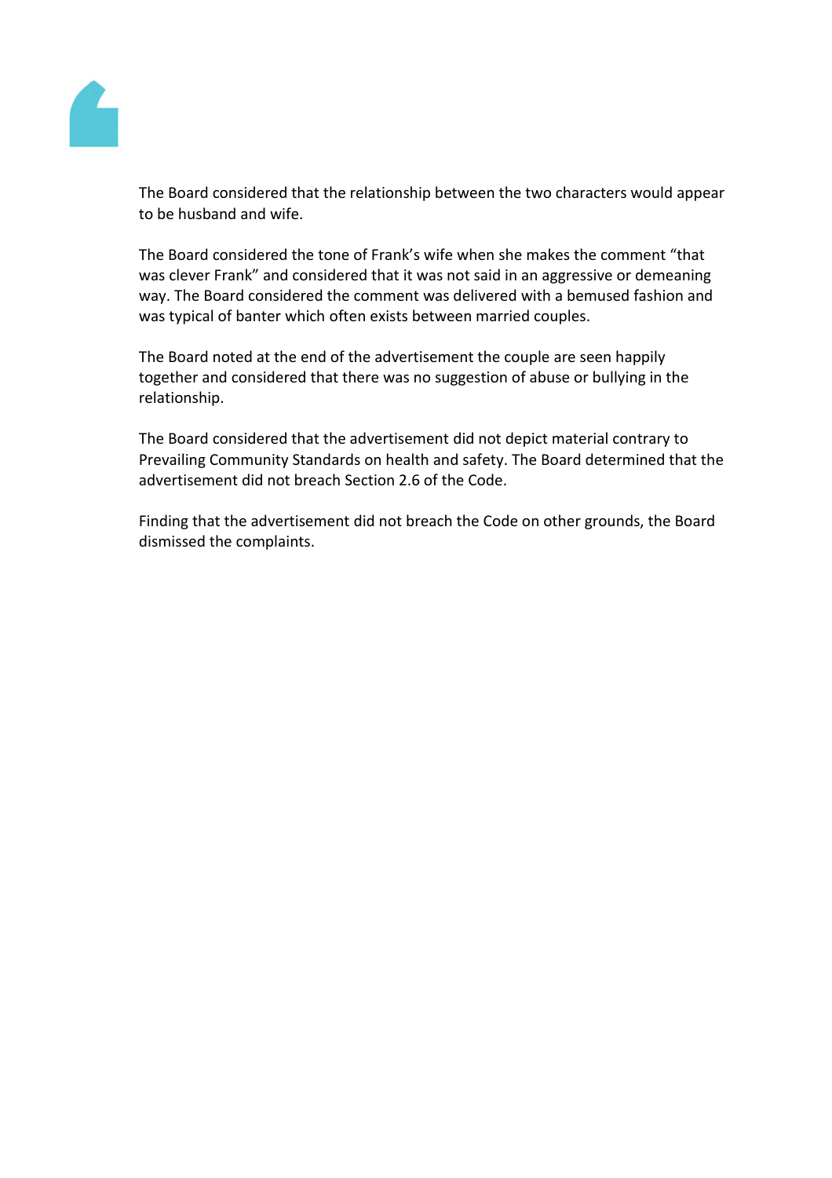The Board considered that the relationship between the two characters would appear to be husband and wife.

The Board considered the tone of Frank's wife when she makes the comment "that was clever Frank" and considered that it was not said in an aggressive or demeaning way. The Board considered the comment was delivered with a bemused fashion and was typical of banter which often exists between married couples.

The Board noted at the end of the advertisement the couple are seen happily together and considered that there was no suggestion of abuse or bullying in the relationship.

The Board considered that the advertisement did not depict material contrary to Prevailing Community Standards on health and safety. The Board determined that the advertisement did not breach Section 2.6 of the Code.

Finding that the advertisement did not breach the Code on other grounds, the Board dismissed the complaints.